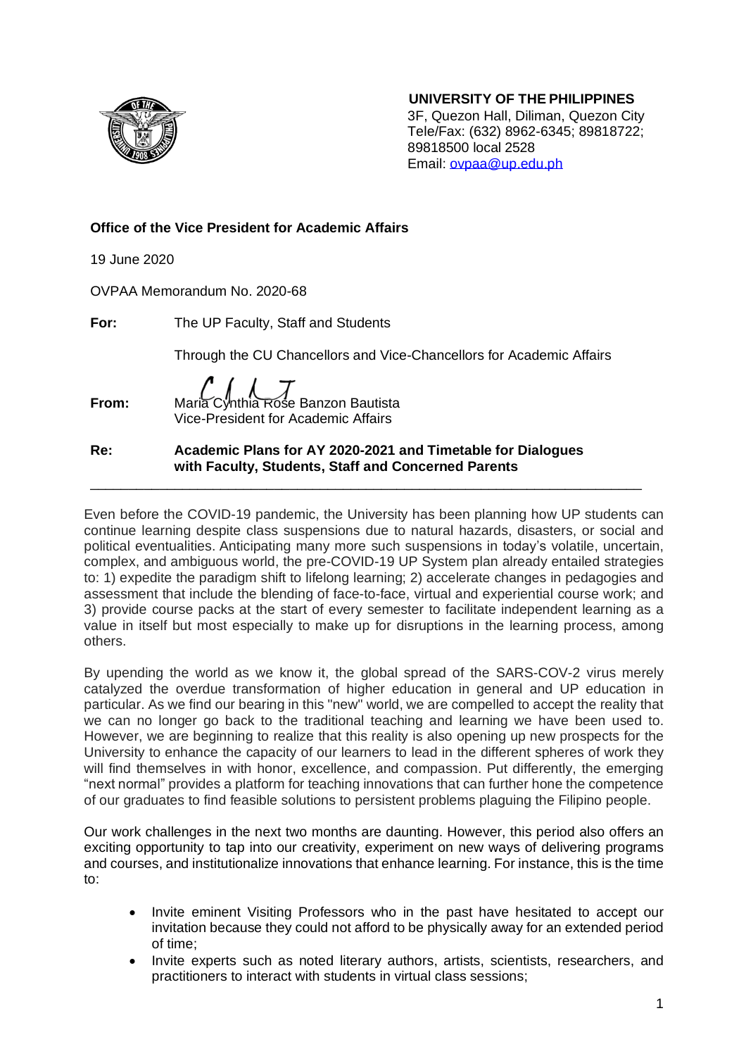**UNIVERSITY OF THE PHILIPPINES**
3F, Quezon Hall, Diliman, Quezon City
Tele/Fax: (632) 8962-6345; 89818722; 89818500 local 2528
Email: ovpaa@up.edu.ph

**Office of the Vice President for Academic Affairs**

19 June 2020

OVPAA Memorandum No. 2020-68

**For:** The UP Faculty, Staff and Students

Through the CU Chancellors and Vice-Chancellors for Academic Affairs

**From:** Maria Cynthia Rose Banzon Bautista
Vice-President for Academic Affairs

**Re:** **Academic Plans for AY 2020-2021 and Timetable for Dialogues with Faculty, Students, Staff and Concerned Parents**

---

Even before the COVID-19 pandemic, the University has been planning how UP students can continue learning despite class suspensions due to natural hazards, disasters, or social and political eventualities. Anticipating many more such suspensions in today's volatile, uncertain, complex, and ambiguous world, the pre-COVID-19 UP System plan already entailed strategies to: 1) expedite the paradigm shift to lifelong learning; 2) accelerate changes in pedagogies and assessment that include the blending of face-to-face, virtual and experiential course work; and 3) provide course packs at the start of every semester to facilitate independent learning as a value in itself but most especially to make up for disruptions in the learning process, among others.

By upending the world as we know it, the global spread of the SARS-COV-2 virus merely catalyzed the overdue transformation of higher education in general and UP education in particular. As we find our bearing in this "new" world, we are compelled to accept the reality that we can no longer go back to the traditional teaching and learning we have been used to. However, we are beginning to realize that this reality is also opening up new prospects for the University to enhance the capacity of our learners to lead in the different spheres of work they will find themselves in with honor, excellence, and compassion. Put differently, the emerging "next normal" provides a platform for teaching innovations that can further hone the competence of our graduates to find feasible solutions to persistent problems plaguing the Filipino people.

Our work challenges in the next two months are daunting. However, this period also offers an exciting opportunity to tap into our creativity, experiment on new ways of delivering programs and courses, and institutionalize innovations that enhance learning. For instance, this is the time to:

- Invite eminent Visiting Professors who in the past have hesitated to accept our invitation because they could not afford to be physically away for an extended period of time;
- Invite experts such as noted literary authors, artists, scientists, researchers, and practitioners to interact with students in virtual class sessions;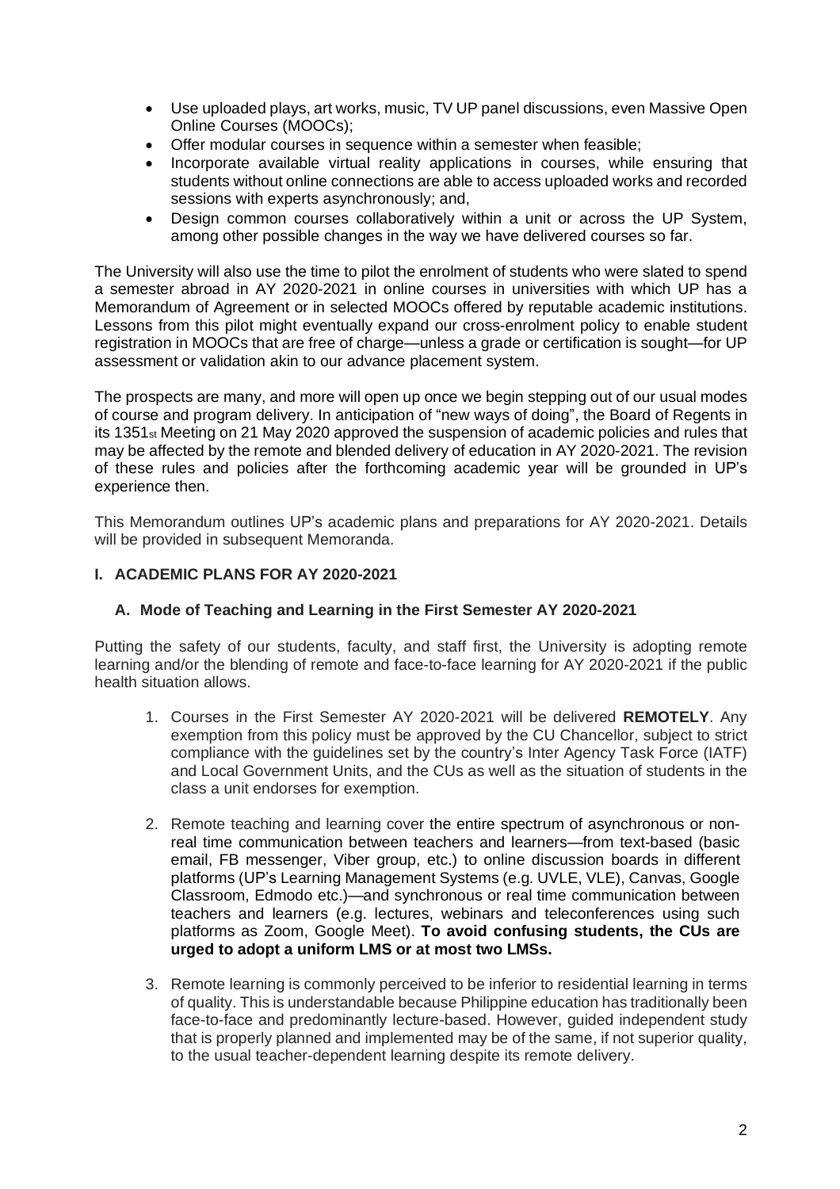- Use uploaded plays, art works, music, TV UP panel discussions, even Massive Open Online Courses (MOOCs);
- Offer modular courses in sequence within a semester when feasible;
- Incorporate available virtual reality applications in courses, while ensuring that students without online connections are able to access uploaded works and recorded sessions with experts asynchronously; and,
- Design common courses collaboratively within a unit or across the UP System, among other possible changes in the way we have delivered courses so far.

The University will also use the time to pilot the enrolment of students who were slated to spend a semester abroad in AY 2020-2021 in online courses in universities with which UP has a Memorandum of Agreement or in selected MOOCs offered by reputable academic institutions. Lessons from this pilot might eventually expand our cross-enrolment policy to enable student registration in MOOCs that are free of charge—unless a grade or certification is sought—for UP assessment or validation akin to our advance placement system.

The prospects are many, and more will open up once we begin stepping out of our usual modes of course and program delivery. In anticipation of "new ways of doing", the Board of Regents in its 1351st Meeting on 21 May 2020 approved the suspension of academic policies and rules that may be affected by the remote and blended delivery of education in AY 2020-2021. The revision of these rules and policies after the forthcoming academic year will be grounded in UP's experience then.

This Memorandum outlines UP's academic plans and preparations for AY 2020-2021. Details will be provided in subsequent Memoranda.

## I. ACADEMIC PLANS FOR AY 2020-2021

### A. Mode of Teaching and Learning in the First Semester AY 2020-2021

Putting the safety of our students, faculty, and staff first, the University is adopting remote learning and/or the blending of remote and face-to-face learning for AY 2020-2021 if the public health situation allows.

1. Courses in the First Semester AY 2020-2021 will be delivered **REMOTELY**. Any exemption from this policy must be approved by the CU Chancellor, subject to strict compliance with the guidelines set by the country's Inter Agency Task Force (IATF) and Local Government Units, and the CUs as well as the situation of students in the class a unit endorses for exemption.

2. Remote teaching and learning cover the entire spectrum of asynchronous or non-real time communication between teachers and learners—from text-based (basic email, FB messenger, Viber group, etc.) to online discussion boards in different platforms (UP's Learning Management Systems (e.g. UVLE, VLE), Canvas, Google Classroom, Edmodo etc.)—and synchronous or real time communication between teachers and learners (e.g. lectures, webinars and teleconferences using such platforms as Zoom, Google Meet). **To avoid confusing students, the CUs are urged to adopt a uniform LMS or at most two LMSs.**

3. Remote learning is commonly perceived to be inferior to residential learning in terms of quality. This is understandable because Philippine education has traditionally been face-to-face and predominantly lecture-based. However, guided independent study that is properly planned and implemented may be of the same, if not superior quality, to the usual teacher-dependent learning despite its remote delivery.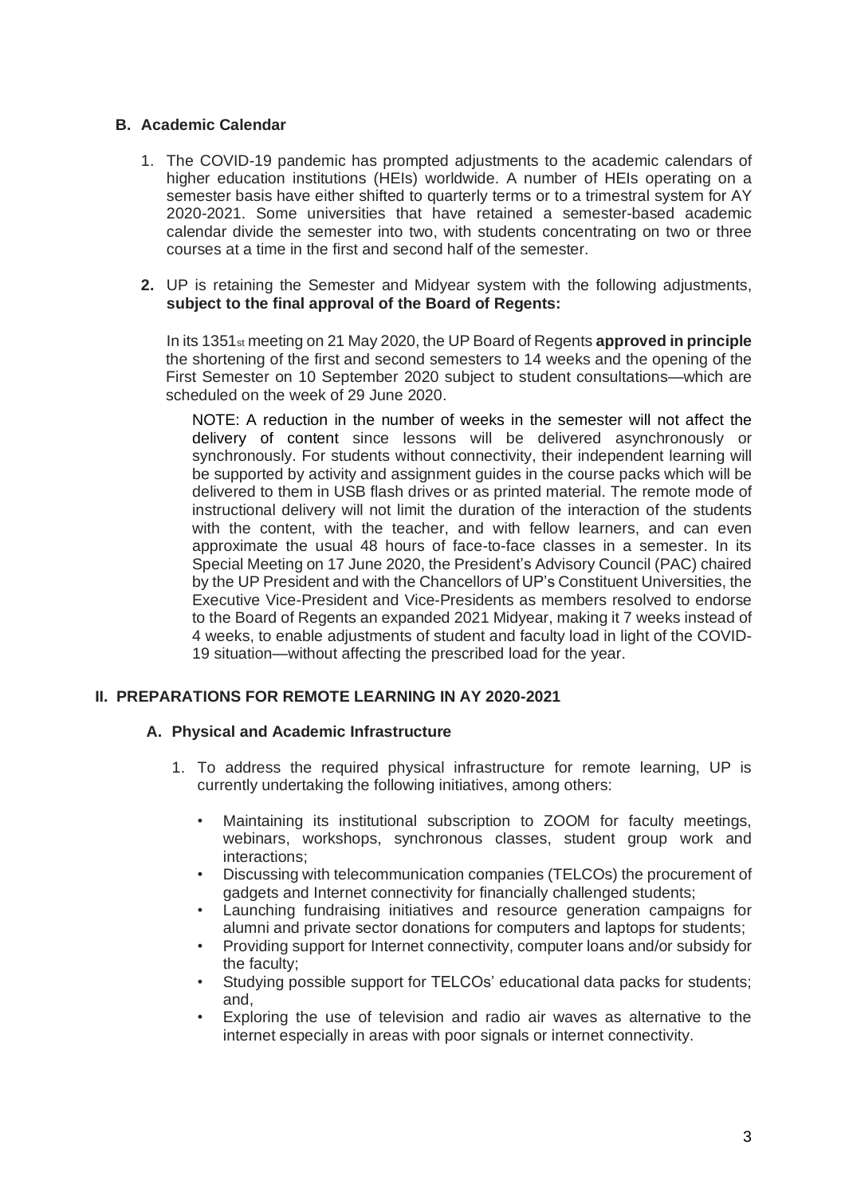### B. Academic Calendar

1. The COVID-19 pandemic has prompted adjustments to the academic calendars of higher education institutions (HEIs) worldwide. A number of HEIs operating on a semester basis have either shifted to quarterly terms or to a trimestral system for AY 2020-2021. Some universities that have retained a semester-based academic calendar divide the semester into two, with students concentrating on two or three courses at a time in the first and second half of the semester.

2. UP is retaining the Semester and Midyear system with the following adjustments, **subject to the final approval of the Board of Regents:**

   In its 1351st meeting on 21 May 2020, the UP Board of Regents **approved in principle** the shortening of the first and second semesters to 14 weeks and the opening of the First Semester on 10 September 2020 subject to student consultations—which are scheduled on the week of 29 June 2020.

   NOTE: A reduction in the number of weeks in the semester will not affect the delivery of content since lessons will be delivered asynchronously or synchronously. For students without connectivity, their independent learning will be supported by activity and assignment guides in the course packs which will be delivered to them in USB flash drives or as printed material. The remote mode of instructional delivery will not limit the duration of the interaction of the students with the content, with the teacher, and with fellow learners, and can even approximate the usual 48 hours of face-to-face classes in a semester. In its Special Meeting on 17 June 2020, the President's Advisory Council (PAC) chaired by the UP President and with the Chancellors of UP's Constituent Universities, the Executive Vice-President and Vice-Presidents as members resolved to endorse to the Board of Regents an expanded 2021 Midyear, making it 7 weeks instead of 4 weeks, to enable adjustments of student and faculty load in light of the COVID-19 situation—without affecting the prescribed load for the year.

## II. PREPARATIONS FOR REMOTE LEARNING IN AY 2020-2021

### A. Physical and Academic Infrastructure

1. To address the required physical infrastructure for remote learning, UP is currently undertaking the following initiatives, among others:

   - Maintaining its institutional subscription to ZOOM for faculty meetings, webinars, workshops, synchronous classes, student group work and interactions;
   - Discussing with telecommunication companies (TELCOs) the procurement of gadgets and Internet connectivity for financially challenged students;
   - Launching fundraising initiatives and resource generation campaigns for alumni and private sector donations for computers and laptops for students;
   - Providing support for Internet connectivity, computer loans and/or subsidy for the faculty;
   - Studying possible support for TELCOs' educational data packs for students; and,
   - Exploring the use of television and radio air waves as alternative to the internet especially in areas with poor signals or internet connectivity.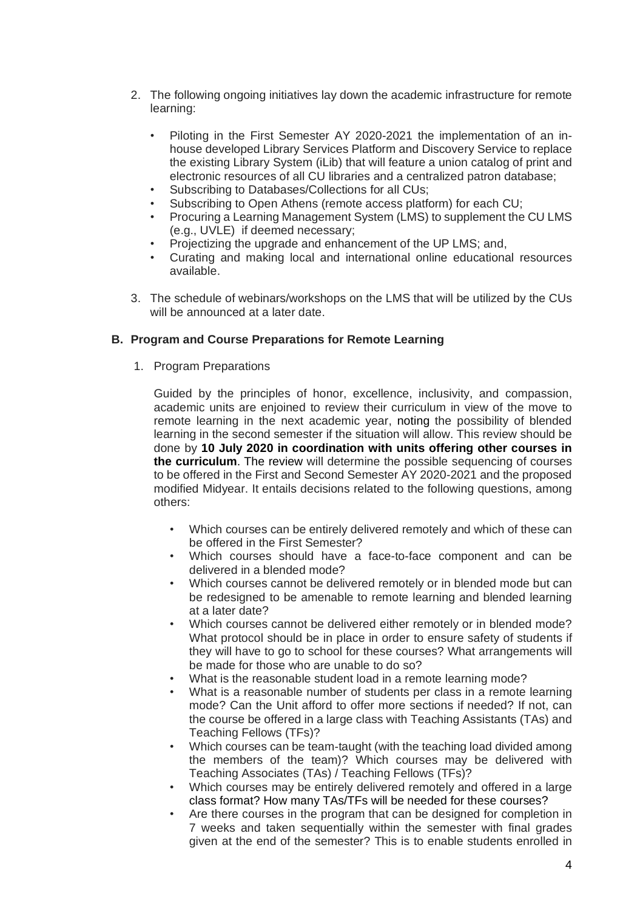2. The following ongoing initiatives lay down the academic infrastructure for remote learning:

   - Piloting in the First Semester AY 2020-2021 the implementation of an in-house developed Library Services Platform and Discovery Service to replace the existing Library System (iLib) that will feature a union catalog of print and electronic resources of all CU libraries and a centralized patron database;
   - Subscribing to Databases/Collections for all CUs;
   - Subscribing to Open Athens (remote access platform) for each CU;
   - Procuring a Learning Management System (LMS) to supplement the CU LMS (e.g., UVLE) if deemed necessary;
   - Projectizing the upgrade and enhancement of the UP LMS; and,
   - Curating and making local and international online educational resources available.

3. The schedule of webinars/workshops on the LMS that will be utilized by the CUs will be announced at a later date.

## B. Program and Course Preparations for Remote Learning

1. Program Preparations

   Guided by the principles of honor, excellence, inclusivity, and compassion, academic units are enjoined to review their curriculum in view of the move to remote learning in the next academic year, noting the possibility of blended learning in the second semester if the situation will allow. This review should be done by **10 July 2020 in coordination with units offering other courses in the curriculum**. The review will determine the possible sequencing of courses to be offered in the First and Second Semester AY 2020-2021 and the proposed modified Midyear. It entails decisions related to the following questions, among others:

   - Which courses can be entirely delivered remotely and which of these can be offered in the First Semester?
   - Which courses should have a face-to-face component and can be delivered in a blended mode?
   - Which courses cannot be delivered remotely or in blended mode but can be redesigned to be amenable to remote learning and blended learning at a later date?
   - Which courses cannot be delivered either remotely or in blended mode? What protocol should be in place in order to ensure safety of students if they will have to go to school for these courses? What arrangements will be made for those who are unable to do so?
   - What is the reasonable student load in a remote learning mode?
   - What is a reasonable number of students per class in a remote learning mode? Can the Unit afford to offer more sections if needed? If not, can the course be offered in a large class with Teaching Assistants (TAs) and Teaching Fellows (TFs)?
   - Which courses can be team-taught (with the teaching load divided among the members of the team)? Which courses may be delivered with Teaching Associates (TAs) / Teaching Fellows (TFs)?
   - Which courses may be entirely delivered remotely and offered in a large class format? How many TAs/TFs will be needed for these courses?
   - Are there courses in the program that can be designed for completion in 7 weeks and taken sequentially within the semester with final grades given at the end of the semester? This is to enable students enrolled in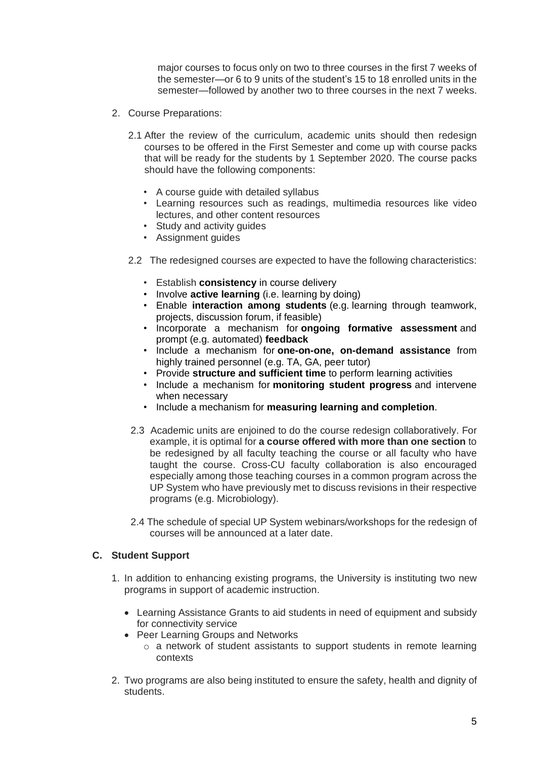major courses to focus only on two to three courses in the first 7 weeks of the semester—or 6 to 9 units of the student's 15 to 18 enrolled units in the semester—followed by another two to three courses in the next 7 weeks.

2. Course Preparations:

   2.1 After the review of the curriculum, academic units should then redesign courses to be offered in the First Semester and come up with course packs that will be ready for the students by 1 September 2020. The course packs should have the following components:

   - A course guide with detailed syllabus
   - Learning resources such as readings, multimedia resources like video lectures, and other content resources
   - Study and activity guides
   - Assignment guides

   2.2 The redesigned courses are expected to have the following characteristics:

   - Establish **consistency** in course delivery
   - Involve **active learning** (i.e. learning by doing)
   - Enable **interaction among students** (e.g. learning through teamwork, projects, discussion forum, if feasible)
   - Incorporate a mechanism for **ongoing formative assessment** and prompt (e.g. automated) **feedback**
   - Include a mechanism for **one-on-one, on-demand assistance** from highly trained personnel (e.g. TA, GA, peer tutor)
   - Provide **structure and sufficient time** to perform learning activities
   - Include a mechanism for **monitoring student progress** and intervene when necessary
   - Include a mechanism for **measuring learning and completion**.

   2.3 Academic units are enjoined to do the course redesign collaboratively. For example, it is optimal for **a course offered with more than one section** to be redesigned by all faculty teaching the course or all faculty who have taught the course. Cross-CU faculty collaboration is also encouraged especially among those teaching courses in a common program across the UP System who have previously met to discuss revisions in their respective programs (e.g. Microbiology).

   2.4 The schedule of special UP System webinars/workshops for the redesign of courses will be announced at a later date.

### C. Student Support

1. In addition to enhancing existing programs, the University is instituting two new programs in support of academic instruction.

   - Learning Assistance Grants to aid students in need of equipment and subsidy for connectivity service
   - Peer Learning Groups and Networks
     - a network of student assistants to support students in remote learning contexts

2. Two programs are also being instituted to ensure the safety, health and dignity of students.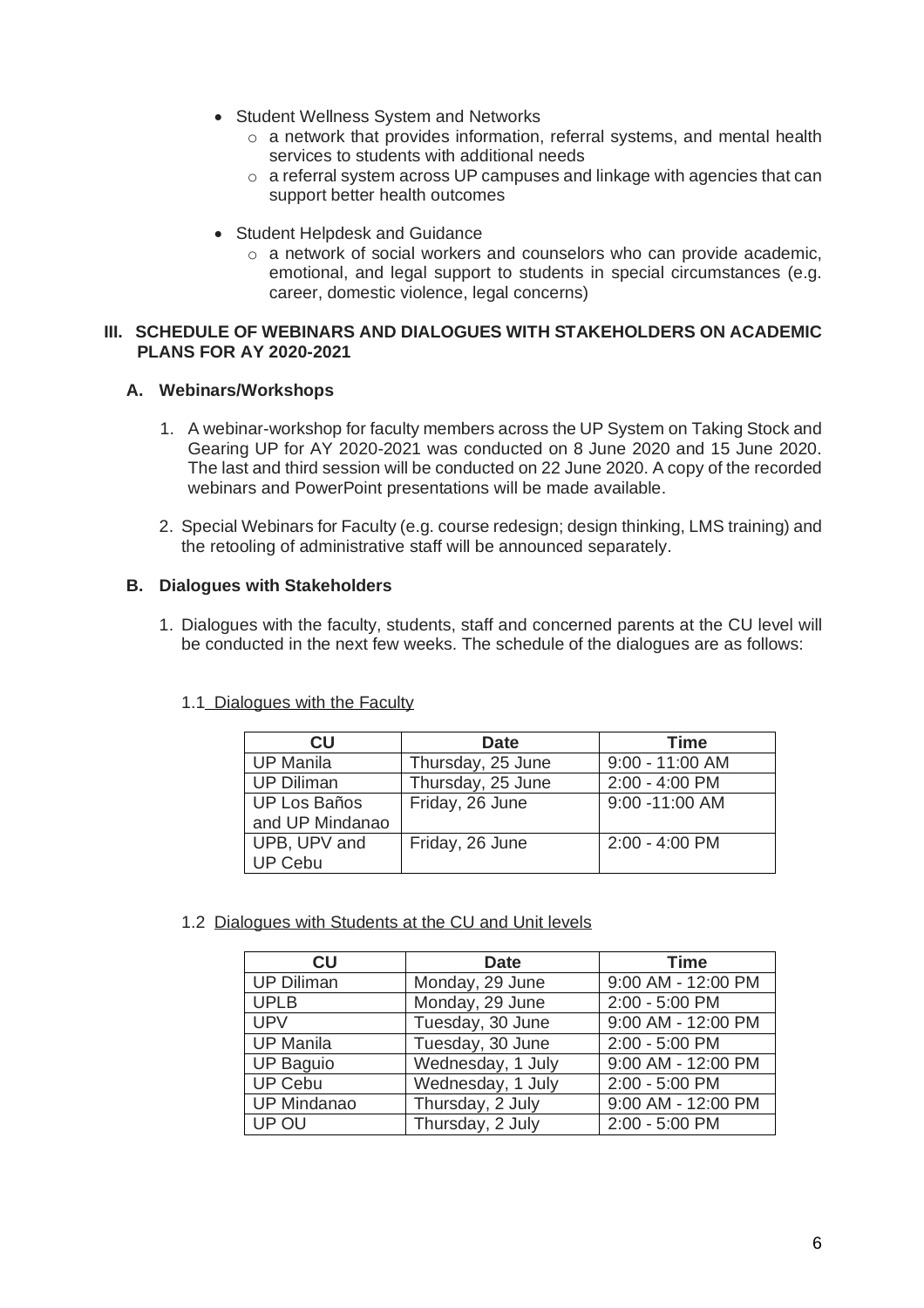- Student Wellness System and Networks
  - a network that provides information, referral systems, and mental health services to students with additional needs
  - a referral system across UP campuses and linkage with agencies that can support better health outcomes

- Student Helpdesk and Guidance
  - a network of social workers and counselors who can provide academic, emotional, and legal support to students in special circumstances (e.g. career, domestic violence, legal concerns)

## III. SCHEDULE OF WEBINARS AND DIALOGUES WITH STAKEHOLDERS ON ACADEMIC PLANS FOR AY 2020-2021

### A. Webinars/Workshops

1. A webinar-workshop for faculty members across the UP System on Taking Stock and Gearing UP for AY 2020-2021 was conducted on 8 June 2020 and 15 June 2020. The last and third session will be conducted on 22 June 2020. A copy of the recorded webinars and PowerPoint presentations will be made available.

2. Special Webinars for Faculty (e.g. course redesign; design thinking, LMS training) and the retooling of administrative staff will be announced separately.

### B. Dialogues with Stakeholders

1. Dialogues with the faculty, students, staff and concerned parents at the CU level will be conducted in the next few weeks. The schedule of the dialogues are as follows:

1.1 Dialogues with the Faculty

| CU | Date | Time |
|---|---|---|
| UP Manila | Thursday, 25 June | 9:00 - 11:00 AM |
| UP Diliman | Thursday, 25 June | 2:00 - 4:00 PM |
| UP Los Baños and UP Mindanao | Friday, 26 June | 9:00 -11:00 AM |
| UPB, UPV and UP Cebu | Friday, 26 June | 2:00 - 4:00 PM |

1.2 Dialogues with Students at the CU and Unit levels

| CU | Date | Time |
|---|---|---|
| UP Diliman | Monday, 29 June | 9:00 AM - 12:00 PM |
| UPLB | Monday, 29 June | 2:00 - 5:00 PM |
| UPV | Tuesday, 30 June | 9:00 AM - 12:00 PM |
| UP Manila | Tuesday, 30 June | 2:00 - 5:00 PM |
| UP Baguio | Wednesday, 1 July | 9:00 AM - 12:00 PM |
| UP Cebu | Wednesday, 1 July | 2:00 - 5:00 PM |
| UP Mindanao | Thursday, 2 July | 9:00 AM - 12:00 PM |
| UP OU | Thursday, 2 July | 2:00 - 5:00 PM |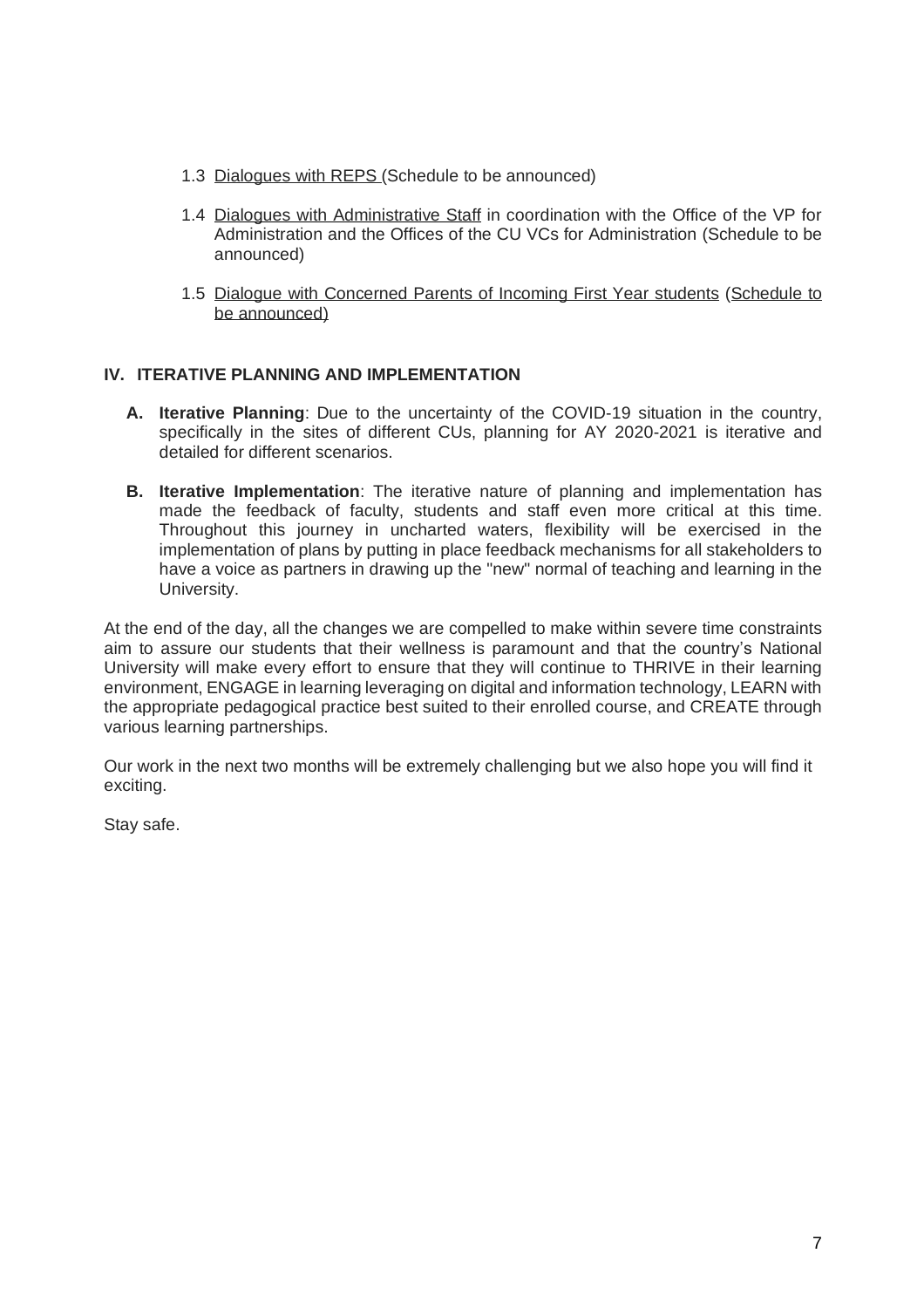1.3 Dialogues with REPS (Schedule to be announced)

1.4 Dialogues with Administrative Staff in coordination with the Office of the VP for Administration and the Offices of the CU VCs for Administration (Schedule to be announced)

1.5 Dialogue with Concerned Parents of Incoming First Year students (Schedule to be announced)

## IV. ITERATIVE PLANNING AND IMPLEMENTATION

**A. Iterative Planning**: Due to the uncertainty of the COVID-19 situation in the country, specifically in the sites of different CUs, planning for AY 2020-2021 is iterative and detailed for different scenarios.

**B. Iterative Implementation**: The iterative nature of planning and implementation has made the feedback of faculty, students and staff even more critical at this time. Throughout this journey in uncharted waters, flexibility will be exercised in the implementation of plans by putting in place feedback mechanisms for all stakeholders to have a voice as partners in drawing up the "new" normal of teaching and learning in the University.

At the end of the day, all the changes we are compelled to make within severe time constraints aim to assure our students that their wellness is paramount and that the country's National University will make every effort to ensure that they will continue to THRIVE in their learning environment, ENGAGE in learning leveraging on digital and information technology, LEARN with the appropriate pedagogical practice best suited to their enrolled course, and CREATE through various learning partnerships.

Our work in the next two months will be extremely challenging but we also hope you will find it exciting.

Stay safe.